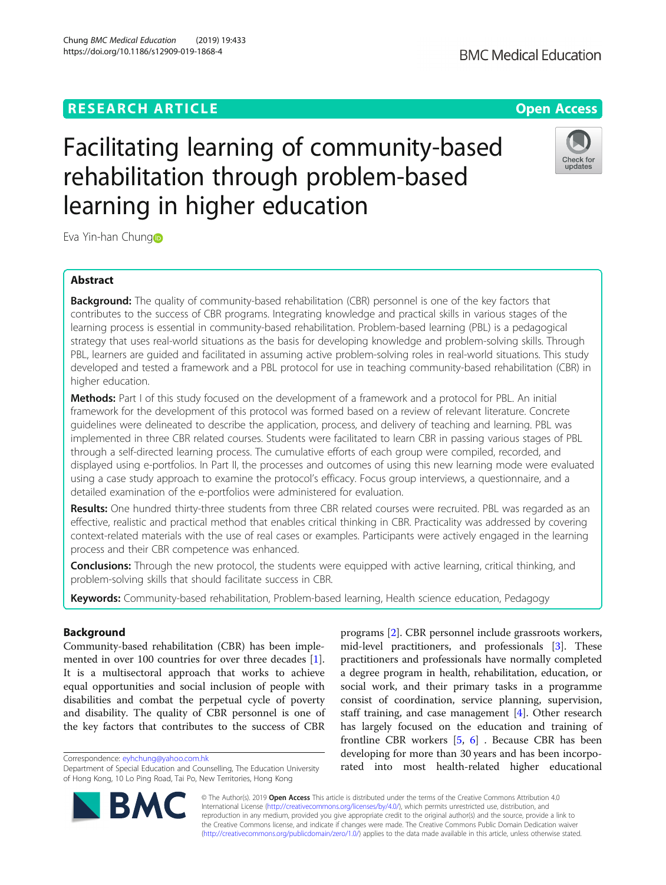RESEARCH ARTICLE

Open Access

# Facilitating learning of community-based rehabilitation through problem-based learning in higher education

Eva Yin-han Chung

## Abstract

**Background:** The quality of community-based rehabilitation (CBR) personnel is one of the key factors that contributes to the success of CBR programs. Integrating knowledge and practical skills in various stages of the learning process is essential in community-based rehabilitation. Problem-based learning (PBL) is a pedagogical strategy that uses real-world situations as the basis for developing knowledge and problem-solving skills. Through PBL, learners are guided and facilitated in assuming active problem-solving roles in real-world situations. This study developed and tested a framework and a PBL protocol for use in teaching community-based rehabilitation (CBR) in higher education.

**Methods:** Part I of this study focused on the development of a framework and a protocol for PBL. An initial framework for the development of this protocol was formed based on a review of relevant literature. Concrete guidelines were delineated to describe the application, process, and delivery of teaching and learning. PBL was implemented in three CBR related courses. Students were facilitated to learn CBR in passing various stages of PBL through a self-directed learning process. The cumulative efforts of each group were compiled, recorded, and displayed using e-portfolios. In Part II, the processes and outcomes of using this new learning mode were evaluated using a case study approach to examine the protocol's efficacy. Focus group interviews, a questionnaire, and a detailed examination of the e-portfolios were administered for evaluation.

**Results:** One hundred thirty-three students from three CBR related courses were recruited. PBL was regarded as an effective, realistic and practical method that enables critical thinking in CBR. Practicality was addressed by covering context-related materials with the use of real cases or examples. Participants were actively engaged in the learning process and their CBR competence was enhanced.

**Conclusions:** Through the new protocol, the students were equipped with active learning, critical thinking, and problem-solving skills that should facilitate success in CBR.

**Keywords:** Community-based rehabilitation, Problem-based learning, Health science education, Pedagogy

## Background

Community-based rehabilitation (CBR) has been implemented in over 100 countries for over three decades [1]. It is a multisectoral approach that works to achieve equal opportunities and social inclusion of people with disabilities and combat the perpetual cycle of poverty and disability. The quality of CBR personnel is one of the key factors that contributes to the success of CBR programs [2]. CBR personnel include grassroots workers, mid-level practitioners, and professionals [3]. These practitioners and professionals have normally completed a degree program in health, rehabilitation, education, or social work, and their primary tasks in a programme consist of coordination, service planning, supervision, staff training, and case management [4]. Other research has largely focused on the education and training of frontline CBR workers [5, 6] . Because CBR has been developing for more than 30 years and has been incorporated into most health-related higher educational

Correspondence: eyhchung@yahoo.com.hk

Department of Special Education and Counselling, The Education University of Hong Kong, 10 Lo Ping Road, Tai Po, New Territories, Hong Kong

© The Author(s). 2019 **Open Access** This article is distributed under the terms of the Creative Commons Attribution 4.0 International License (http://creativecommons.org/licenses/by/4.0/), which permits unrestricted use, distribution, and reproduction in any medium, provided you give appropriate credit to the original author(s) and the source, provide a link to the Creative Commons license, and indicate if changes were made. The Creative Commons Public Domain Dedication waiver (http://creativecommons.org/publicdomain/zero/1.0/) applies to the data made available in this article, unless otherwise stated.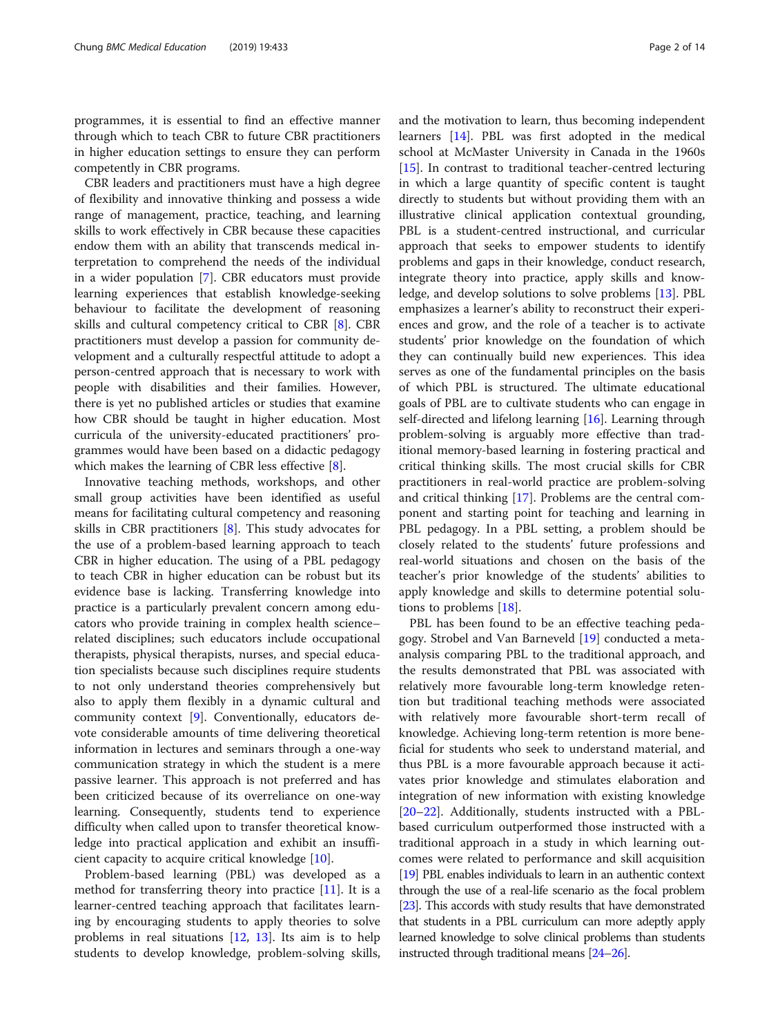programmes, it is essential to find an effective manner through which to teach CBR to future CBR practitioners in higher education settings to ensure they can perform competently in CBR programs.

CBR leaders and practitioners must have a high degree of flexibility and innovative thinking and possess a wide range of management, practice, teaching, and learning skills to work effectively in CBR because these capacities endow them with an ability that transcends medical interpretation to comprehend the needs of the individual in a wider population [7]. CBR educators must provide learning experiences that establish knowledge-seeking behaviour to facilitate the development of reasoning skills and cultural competency critical to CBR [8]. CBR practitioners must develop a passion for community development and a culturally respectful attitude to adopt a person-centred approach that is necessary to work with people with disabilities and their families. However, there is yet no published articles or studies that examine how CBR should be taught in higher education. Most curricula of the university-educated practitioners' programmes would have been based on a didactic pedagogy which makes the learning of CBR less effective [8].

Innovative teaching methods, workshops, and other small group activities have been identified as useful means for facilitating cultural competency and reasoning skills in CBR practitioners [8]. This study advocates for the use of a problem-based learning approach to teach CBR in higher education. The using of a PBL pedagogy to teach CBR in higher education can be robust but its evidence base is lacking. Transferring knowledge into practice is a particularly prevalent concern among educators who provide training in complex health science–related disciplines; such educators include occupational therapists, physical therapists, nurses, and special education specialists because such disciplines require students to not only understand theories comprehensively but also to apply them flexibly in a dynamic cultural and community context [9]. Conventionally, educators devote considerable amounts of time delivering theoretical information in lectures and seminars through a one-way communication strategy in which the student is a mere passive learner. This approach is not preferred and has been criticized because of its overreliance on one-way learning. Consequently, students tend to experience difficulty when called upon to transfer theoretical knowledge into practical application and exhibit an insufficient capacity to acquire critical knowledge [10].

Problem-based learning (PBL) was developed as a method for transferring theory into practice [11]. It is a learner-centred teaching approach that facilitates learning by encouraging students to apply theories to solve problems in real situations [12, 13]. Its aim is to help students to develop knowledge, problem-solving skills, and the motivation to learn, thus becoming independent learners [14]. PBL was first adopted in the medical school at McMaster University in Canada in the 1960s [15]. In contrast to traditional teacher-centred lecturing in which a large quantity of specific content is taught directly to students but without providing them with an illustrative clinical application contextual grounding, PBL is a student-centred instructional, and curricular approach that seeks to empower students to identify problems and gaps in their knowledge, conduct research, integrate theory into practice, apply skills and knowledge, and develop solutions to solve problems [13]. PBL emphasizes a learner's ability to reconstruct their experiences and grow, and the role of a teacher is to activate students' prior knowledge on the foundation of which they can continually build new experiences. This idea serves as one of the fundamental principles on the basis of which PBL is structured. The ultimate educational goals of PBL are to cultivate students who can engage in self-directed and lifelong learning [16]. Learning through problem-solving is arguably more effective than traditional memory-based learning in fostering practical and critical thinking skills. The most crucial skills for CBR practitioners in real-world practice are problem-solving and critical thinking [17]. Problems are the central component and starting point for teaching and learning in PBL pedagogy. In a PBL setting, a problem should be closely related to the students' future professions and real-world situations and chosen on the basis of the teacher's prior knowledge of the students' abilities to apply knowledge and skills to determine potential solutions to problems [18].

PBL has been found to be an effective teaching pedagogy. Strobel and Van Barneveld [19] conducted a meta-analysis comparing PBL to the traditional approach, and the results demonstrated that PBL was associated with relatively more favourable long-term knowledge retention but traditional teaching methods were associated with relatively more favourable short-term recall of knowledge. Achieving long-term retention is more beneficial for students who seek to understand material, and thus PBL is a more favourable approach because it activates prior knowledge and stimulates elaboration and integration of new information with existing knowledge [20–22]. Additionally, students instructed with a PBL-based curriculum outperformed those instructed with a traditional approach in a study in which learning outcomes were related to performance and skill acquisition [19] PBL enables individuals to learn in an authentic context through the use of a real-life scenario as the focal problem [23]. This accords with study results that have demonstrated that students in a PBL curriculum can more adeptly apply learned knowledge to solve clinical problems than students instructed through traditional means [24–26].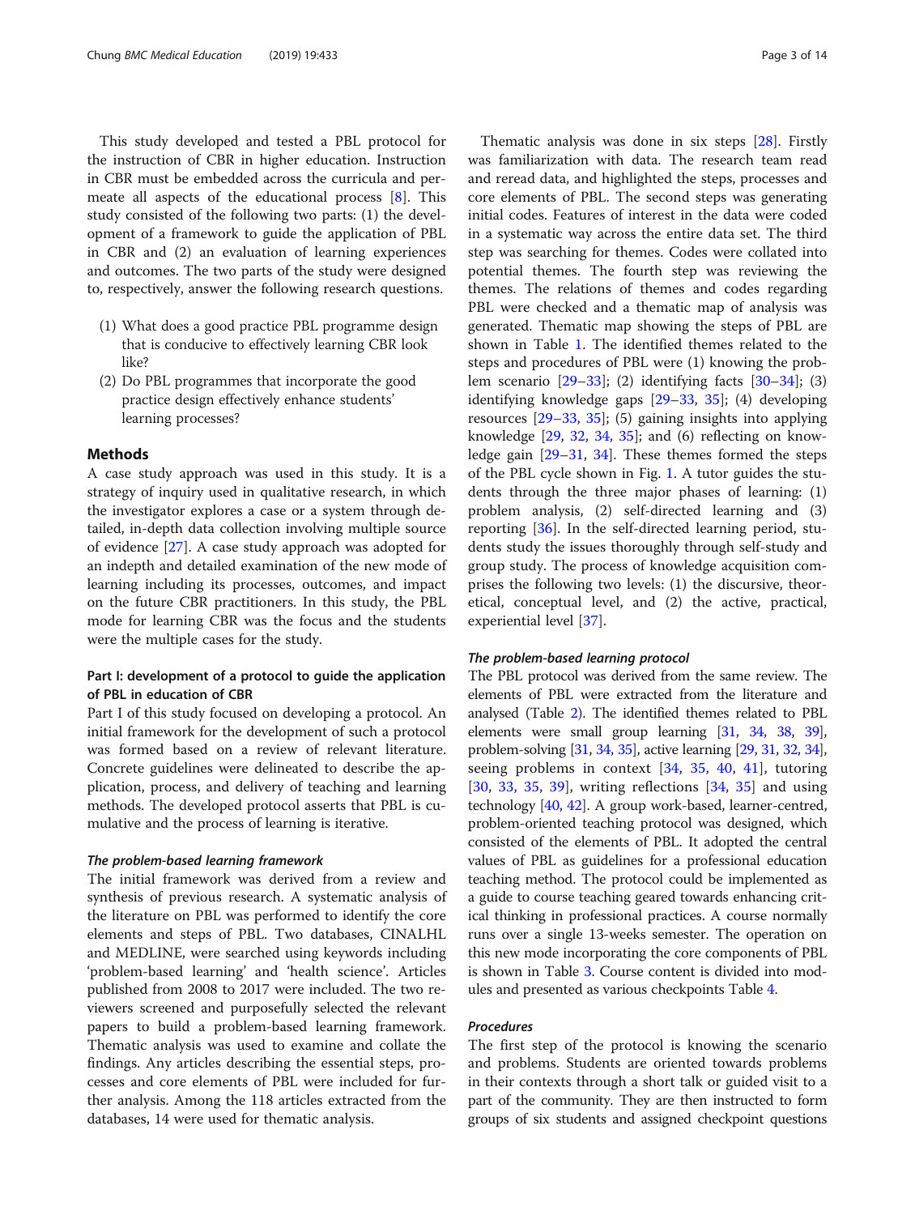This study developed and tested a PBL protocol for the instruction of CBR in higher education. Instruction in CBR must be embedded across the curricula and permeate all aspects of the educational process [8]. This study consisted of the following two parts: (1) the development of a framework to guide the application of PBL in CBR and (2) an evaluation of learning experiences and outcomes. The two parts of the study were designed to, respectively, answer the following research questions.

(1) What does a good practice PBL programme design that is conducive to effectively learning CBR look like?
(2) Do PBL programmes that incorporate the good practice design effectively enhance students' learning processes?

## Methods

A case study approach was used in this study. It is a strategy of inquiry used in qualitative research, in which the investigator explores a case or a system through detailed, in-depth data collection involving multiple source of evidence [27]. A case study approach was adopted for an indepth and detailed examination of the new mode of learning including its processes, outcomes, and impact on the future CBR practitioners. In this study, the PBL mode for learning CBR was the focus and the students were the multiple cases for the study.

### Part I: development of a protocol to guide the application of PBL in education of CBR

Part I of this study focused on developing a protocol. An initial framework for the development of such a protocol was formed based on a review of relevant literature. Concrete guidelines were delineated to describe the application, process, and delivery of teaching and learning methods. The developed protocol asserts that PBL is cumulative and the process of learning is iterative.

#### *The problem-based learning framework*

The initial framework was derived from a review and synthesis of previous research. A systematic analysis of the literature on PBL was performed to identify the core elements and steps of PBL. Two databases, CINALHL and MEDLINE, were searched using keywords including 'problem-based learning' and 'health science'. Articles published from 2008 to 2017 were included. The two reviewers screened and purposefully selected the relevant papers to build a problem-based learning framework. Thematic analysis was used to examine and collate the findings. Any articles describing the essential steps, processes and core elements of PBL were included for further analysis. Among the 118 articles extracted from the databases, 14 were used for thematic analysis.

Thematic analysis was done in six steps [28]. Firstly was familiarization with data. The research team read and reread data, and highlighted the steps, processes and core elements of PBL. The second steps was generating initial codes. Features of interest in the data were coded in a systematic way across the entire data set. The third step was searching for themes. Codes were collated into potential themes. The fourth step was reviewing the themes. The relations of themes and codes regarding PBL were checked and a thematic map of analysis was generated. Thematic map showing the steps of PBL are shown in Table 1. The identified themes related to the steps and procedures of PBL were (1) knowing the problem scenario [29–33]; (2) identifying facts [30–34]; (3) identifying knowledge gaps [29–33, 35]; (4) developing resources [29–33, 35]; (5) gaining insights into applying knowledge [29, 32, 34, 35]; and (6) reflecting on knowledge gain [29–31, 34]. These themes formed the steps of the PBL cycle shown in Fig. 1. A tutor guides the students through the three major phases of learning: (1) problem analysis, (2) self-directed learning and (3) reporting [36]. In the self-directed learning period, students study the issues thoroughly through self-study and group study. The process of knowledge acquisition comprises the following two levels: (1) the discursive, theoretical, conceptual level, and (2) the active, practical, experiential level [37].

#### *The problem-based learning protocol*

The PBL protocol was derived from the same review. The elements of PBL were extracted from the literature and analysed (Table 2). The identified themes related to PBL elements were small group learning [31, 34, 38, 39], problem-solving [31, 34, 35], active learning [29, 31, 32, 34], seeing problems in context [34, 35, 40, 41], tutoring [30, 33, 35, 39], writing reflections [34, 35] and using technology [40, 42]. A group work-based, learner-centred, problem-oriented teaching protocol was designed, which consisted of the elements of PBL. It adopted the central values of PBL as guidelines for a professional education teaching method. The protocol could be implemented as a guide to course teaching geared towards enhancing critical thinking in professional practices. A course normally runs over a single 13-weeks semester. The operation on this new mode incorporating the core components of PBL is shown in Table 3. Course content is divided into modules and presented as various checkpoints Table 4.

#### *Procedures*

The first step of the protocol is knowing the scenario and problems. Students are oriented towards problems in their contexts through a short talk or guided visit to a part of the community. They are then instructed to form groups of six students and assigned checkpoint questions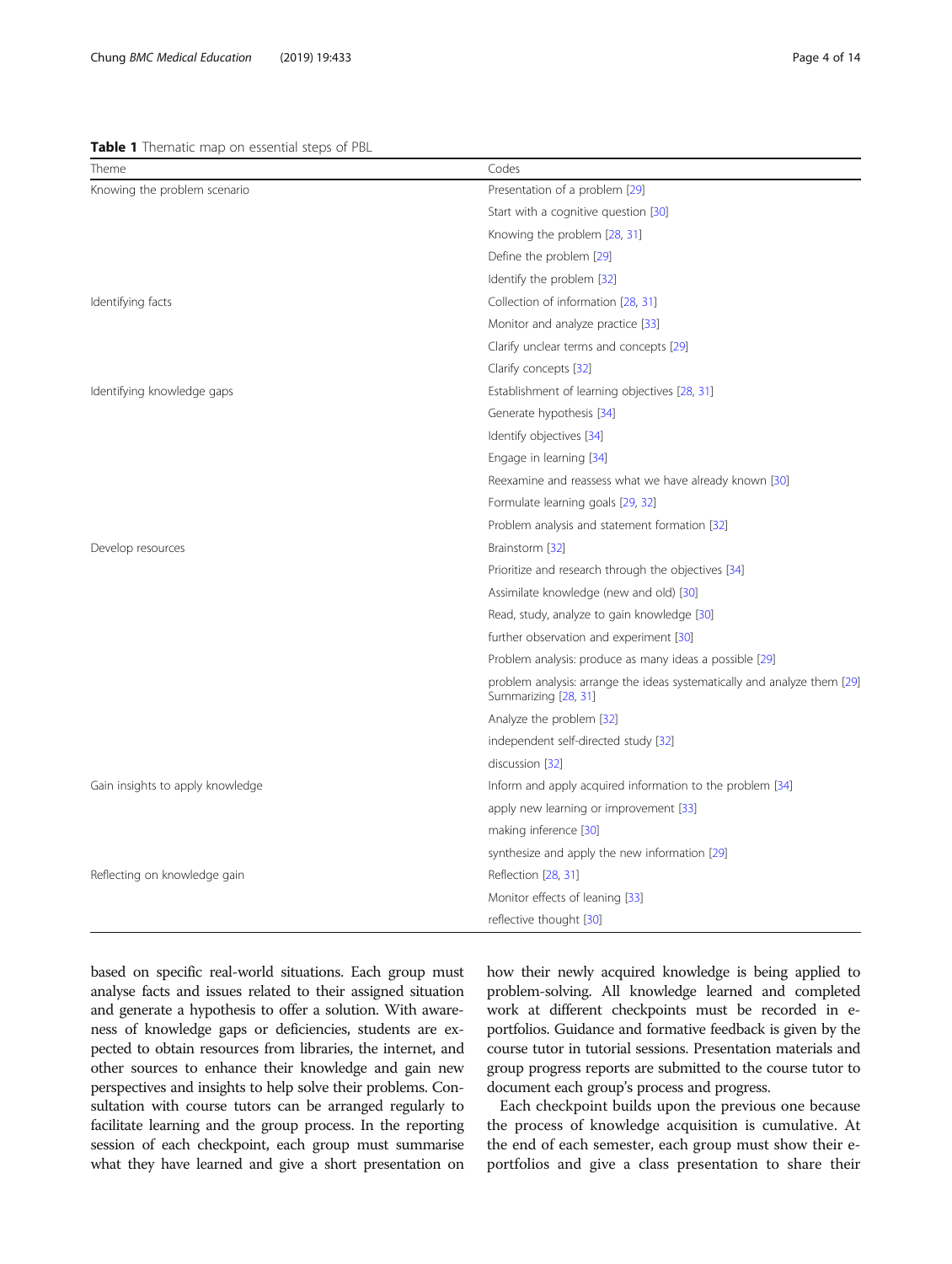**Table 1** Thematic map on essential steps of PBL

| Theme | Codes |
| --- | --- |
| Knowing the problem scenario | Presentation of a problem [29] |
| | Start with a cognitive question [30] |
| | Knowing the problem [28, 31] |
| | Define the problem [29] |
| | Identify the problem [32] |
| Identifying facts | Collection of information [28, 31] |
| | Monitor and analyze practice [33] |
| | Clarify unclear terms and concepts [29] |
| | Clarify concepts [32] |
| Identifying knowledge gaps | Establishment of learning objectives [28, 31] |
| | Generate hypothesis [34] |
| | Identify objectives [34] |
| | Engage in learning [34] |
| | Reexamine and reassess what we have already known [30] |
| | Formulate learning goals [29, 32] |
| | Problem analysis and statement formation [32] |
| Develop resources | Brainstorm [32] |
| | Prioritize and research through the objectives [34] |
| | Assimilate knowledge (new and old) [30] |
| | Read, study, analyze to gain knowledge [30] |
| | further observation and experiment [30] |
| | Problem analysis: produce as many ideas a possible [29] |
| | problem analysis: arrange the ideas systematically and analyze them [29] Summarizing [28, 31] |
| | Analyze the problem [32] |
| | independent self-directed study [32] |
| | discussion [32] |
| Gain insights to apply knowledge | Inform and apply acquired information to the problem [34] |
| | apply new learning or improvement [33] |
| | making inference [30] |
| | synthesize and apply the new information [29] |
| Reflecting on knowledge gain | Reflection [28, 31] |
| | Monitor effects of leaning [33] |
| | reflective thought [30] |

based on specific real-world situations. Each group must analyse facts and issues related to their assigned situation and generate a hypothesis to offer a solution. With awareness of knowledge gaps or deficiencies, students are expected to obtain resources from libraries, the internet, and other sources to enhance their knowledge and gain new perspectives and insights to help solve their problems. Consultation with course tutors can be arranged regularly to facilitate learning and the group process. In the reporting session of each checkpoint, each group must summarise what they have learned and give a short presentation on how their newly acquired knowledge is being applied to problem-solving. All knowledge learned and completed work at different checkpoints must be recorded in e-portfolios. Guidance and formative feedback is given by the course tutor in tutorial sessions. Presentation materials and group progress reports are submitted to the course tutor to document each group's process and progress.

Each checkpoint builds upon the previous one because the process of knowledge acquisition is cumulative. At the end of each semester, each group must show their e-portfolios and give a class presentation to share their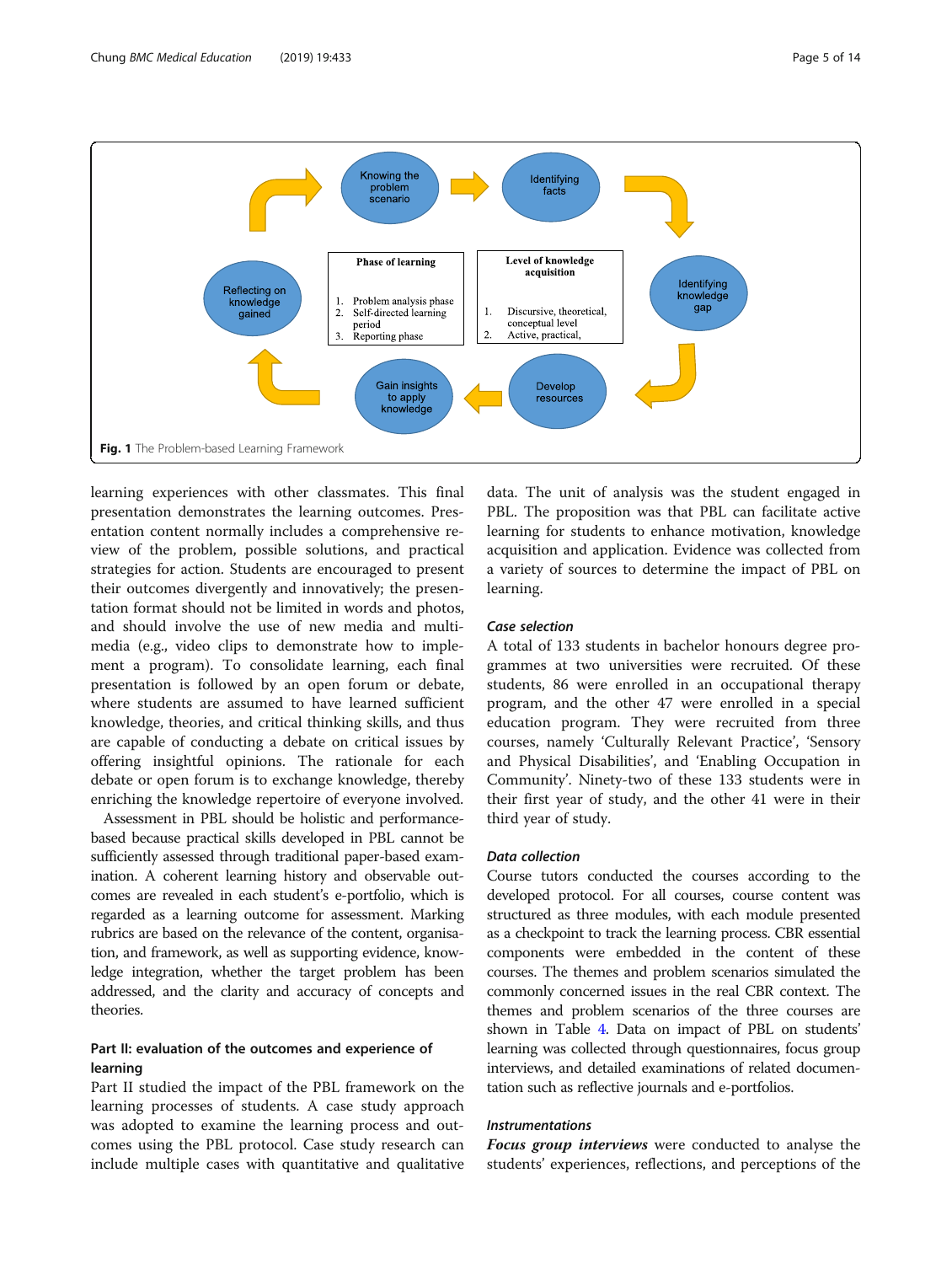Fig. 1 The Problem-based Learning Framework

learning experiences with other classmates. This final presentation demonstrates the learning outcomes. Presentation content normally includes a comprehensive review of the problem, possible solutions, and practical strategies for action. Students are encouraged to present their outcomes divergently and innovatively; the presentation format should not be limited in words and photos, and should involve the use of new media and multimedia (e.g., video clips to demonstrate how to implement a program). To consolidate learning, each final presentation is followed by an open forum or debate, where students are assumed to have learned sufficient knowledge, theories, and critical thinking skills, and thus are capable of conducting a debate on critical issues by offering insightful opinions. The rationale for each debate or open forum is to exchange knowledge, thereby enriching the knowledge repertoire of everyone involved.

Assessment in PBL should be holistic and performance-based because practical skills developed in PBL cannot be sufficiently assessed through traditional paper-based examination. A coherent learning history and observable outcomes are revealed in each student's e-portfolio, which is regarded as a learning outcome for assessment. Marking rubrics are based on the relevance of the content, organisation, and framework, as well as supporting evidence, knowledge integration, whether the target problem has been addressed, and the clarity and accuracy of concepts and theories.

## Part II: evaluation of the outcomes and experience of learning

Part II studied the impact of the PBL framework on the learning processes of students. A case study approach was adopted to examine the learning process and outcomes using the PBL protocol. Case study research can include multiple cases with quantitative and qualitative data. The unit of analysis was the student engaged in PBL. The proposition was that PBL can facilitate active learning for students to enhance motivation, knowledge acquisition and application. Evidence was collected from a variety of sources to determine the impact of PBL on learning.

### Case selection

A total of 133 students in bachelor honours degree programmes at two universities were recruited. Of these students, 86 were enrolled in an occupational therapy program, and the other 47 were enrolled in a special education program. They were recruited from three courses, namely 'Culturally Relevant Practice', 'Sensory and Physical Disabilities', and 'Enabling Occupation in Community'. Ninety-two of these 133 students were in their first year of study, and the other 41 were in their third year of study.

### Data collection

Course tutors conducted the courses according to the developed protocol. For all courses, course content was structured as three modules, with each module presented as a checkpoint to track the learning process. CBR essential components were embedded in the content of these courses. The themes and problem scenarios simulated the commonly concerned issues in the real CBR context. The themes and problem scenarios of the three courses are shown in Table 4. Data on impact of PBL on students' learning was collected through questionnaires, focus group interviews, and detailed examinations of related documentation such as reflective journals and e-portfolios.

### Instrumentations

***Focus group interviews*** were conducted to analyse the students' experiences, reflections, and perceptions of the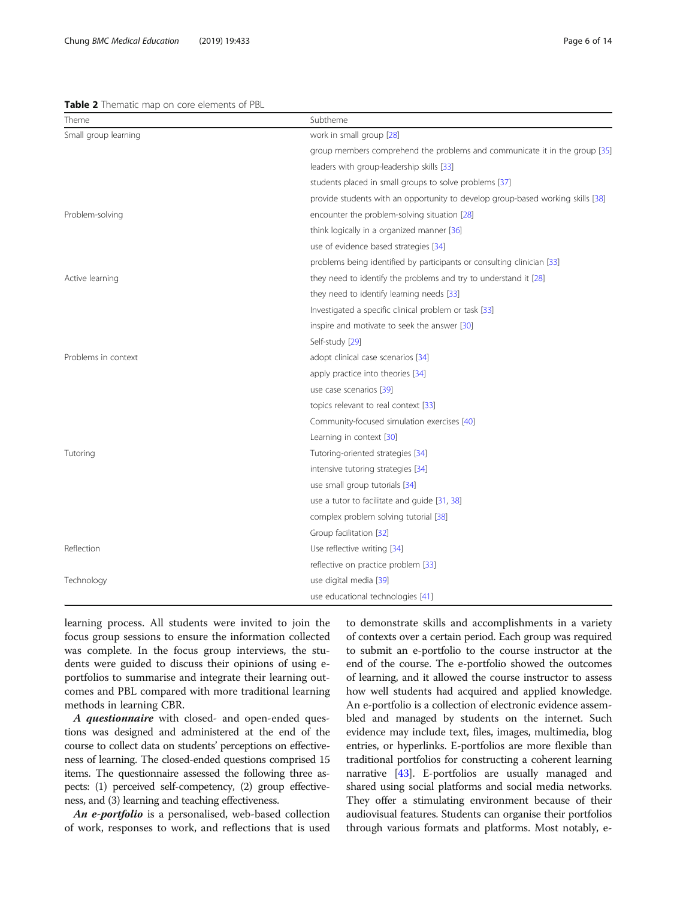**Table 2** Thematic map on core elements of PBL

| Theme | Subtheme |
|---|---|
| Small group learning | work in small group [28] |
| | group members comprehend the problems and communicate it in the group [35] |
| | leaders with group-leadership skills [33] |
| | students placed in small groups to solve problems [37] |
| | provide students with an opportunity to develop group-based working skills [38] |
| Problem-solving | encounter the problem-solving situation [28] |
| | think logically in a organized manner [36] |
| | use of evidence based strategies [34] |
| | problems being identified by participants or consulting clinician [33] |
| Active learning | they need to identify the problems and try to understand it [28] |
| | they need to identify learning needs [33] |
| | Investigated a specific clinical problem or task [33] |
| | inspire and motivate to seek the answer [30] |
| | Self-study [29] |
| Problems in context | adopt clinical case scenarios [34] |
| | apply practice into theories [34] |
| | use case scenarios [39] |
| | topics relevant to real context [33] |
| | Community-focused simulation exercises [40] |
| | Learning in context [30] |
| Tutoring | Tutoring-oriented strategies [34] |
| | intensive tutoring strategies [34] |
| | use small group tutorials [34] |
| | use a tutor to facilitate and guide [31, 38] |
| | complex problem solving tutorial [38] |
| | Group facilitation [32] |
| Reflection | Use reflective writing [34] |
| | reflective on practice problem [33] |
| Technology | use digital media [39] |
| | use educational technologies [41] |

learning process. All students were invited to join the focus group sessions to ensure the information collected was complete. In the focus group interviews, the students were guided to discuss their opinions of using e-portfolios to summarise and integrate their learning outcomes and PBL compared with more traditional learning methods in learning CBR.

***A questionnaire*** with closed- and open-ended questions was designed and administered at the end of the course to collect data on students' perceptions on effectiveness of learning. The closed-ended questions comprised 15 items. The questionnaire assessed the following three aspects: (1) perceived self-competency, (2) group effectiveness, and (3) learning and teaching effectiveness.

***An e-portfolio*** is a personalised, web-based collection of work, responses to work, and reflections that is used to demonstrate skills and accomplishments in a variety of contexts over a certain period. Each group was required to submit an e-portfolio to the course instructor at the end of the course. The e-portfolio showed the outcomes of learning, and it allowed the course instructor to assess how well students had acquired and applied knowledge. An e-portfolio is a collection of electronic evidence assembled and managed by students on the internet. Such evidence may include text, files, images, multimedia, blog entries, or hyperlinks. E-portfolios are more flexible than traditional portfolios for constructing a coherent learning narrative [43]. E-portfolios are usually managed and shared using social platforms and social media networks. They offer a stimulating environment because of their audiovisual features. Students can organise their portfolios through various formats and platforms. Most notably, e-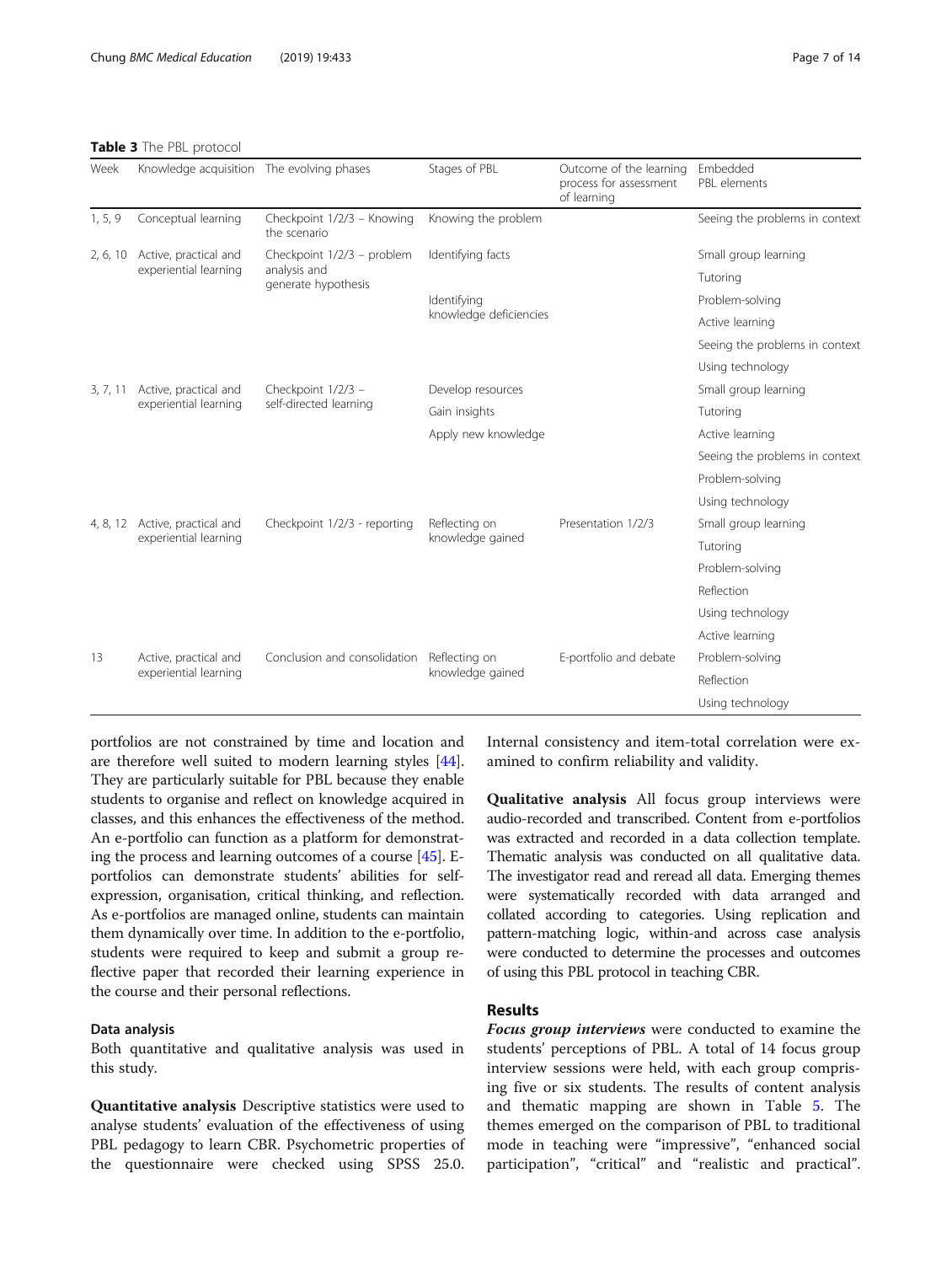**Table 3** The PBL protocol

| Week | Knowledge acquisition | The evolving phases | Stages of PBL | Outcome of the learning process for assessment of learning | Embedded PBL elements |
|---|---|---|---|---|---|
| 1, 5, 9 | Conceptual learning | Checkpoint 1/2/3 – Knowing the scenario | Knowing the problem | | Seeing the problems in context |
| 2, 6, 10 | Active, practical and experiential learning | Checkpoint 1/2/3 – problem analysis and generate hypothesis | Identifying facts | | Small group learning |
| | | | | | Tutoring |
| | | | Identifying knowledge deficiencies | | Problem-solving |
| | | | | | Active learning |
| | | | | | Seeing the problems in context |
| | | | | | Using technology |
| 3, 7, 11 | Active, practical and experiential learning | Checkpoint 1/2/3 – self-directed learning | Develop resources | | Small group learning |
| | | | Gain insights | | Tutoring |
| | | | Apply new knowledge | | Active learning |
| | | | | | Seeing the problems in context |
| | | | | | Problem-solving |
| | | | | | Using technology |
| 4, 8, 12 | Active, practical and experiential learning | Checkpoint 1/2/3 - reporting | Reflecting on knowledge gained | Presentation 1/2/3 | Small group learning |
| | | | | | Tutoring |
| | | | | | Problem-solving |
| | | | | | Reflection |
| | | | | | Using technology |
| | | | | | Active learning |
| 13 | Active, practical and experiential learning | Conclusion and consolidation | Reflecting on knowledge gained | E-portfolio and debate | Problem-solving |
| | | | | | Reflection |
| | | | | | Using technology |

portfolios are not constrained by time and location and are therefore well suited to modern learning styles [44]. They are particularly suitable for PBL because they enable students to organise and reflect on knowledge acquired in classes, and this enhances the effectiveness of the method. An e-portfolio can function as a platform for demonstrating the process and learning outcomes of a course [45]. E-portfolios can demonstrate students' abilities for self-expression, organisation, critical thinking, and reflection. As e-portfolios are managed online, students can maintain them dynamically over time. In addition to the e-portfolio, students were required to keep and submit a group reflective paper that recorded their learning experience in the course and their personal reflections.

### Data analysis

Both quantitative and qualitative analysis was used in this study.

**Quantitative analysis** Descriptive statistics were used to analyse students' evaluation of the effectiveness of using PBL pedagogy to learn CBR. Psychometric properties of the questionnaire were checked using SPSS 25.0. Internal consistency and item-total correlation were examined to confirm reliability and validity.

**Qualitative analysis** All focus group interviews were audio-recorded and transcribed. Content from e-portfolios was extracted and recorded in a data collection template. Thematic analysis was conducted on all qualitative data. The investigator read and reread all data. Emerging themes were systematically recorded with data arranged and collated according to categories. Using replication and pattern-matching logic, within-and across case analysis were conducted to determine the processes and outcomes of using this PBL protocol in teaching CBR.

## Results

***Focus group interviews*** were conducted to examine the students' perceptions of PBL. A total of 14 focus group interview sessions were held, with each group comprising five or six students. The results of content analysis and thematic mapping are shown in Table 5. The themes emerged on the comparison of PBL to traditional mode in teaching were "impressive", "enhanced social participation", "critical" and "realistic and practical".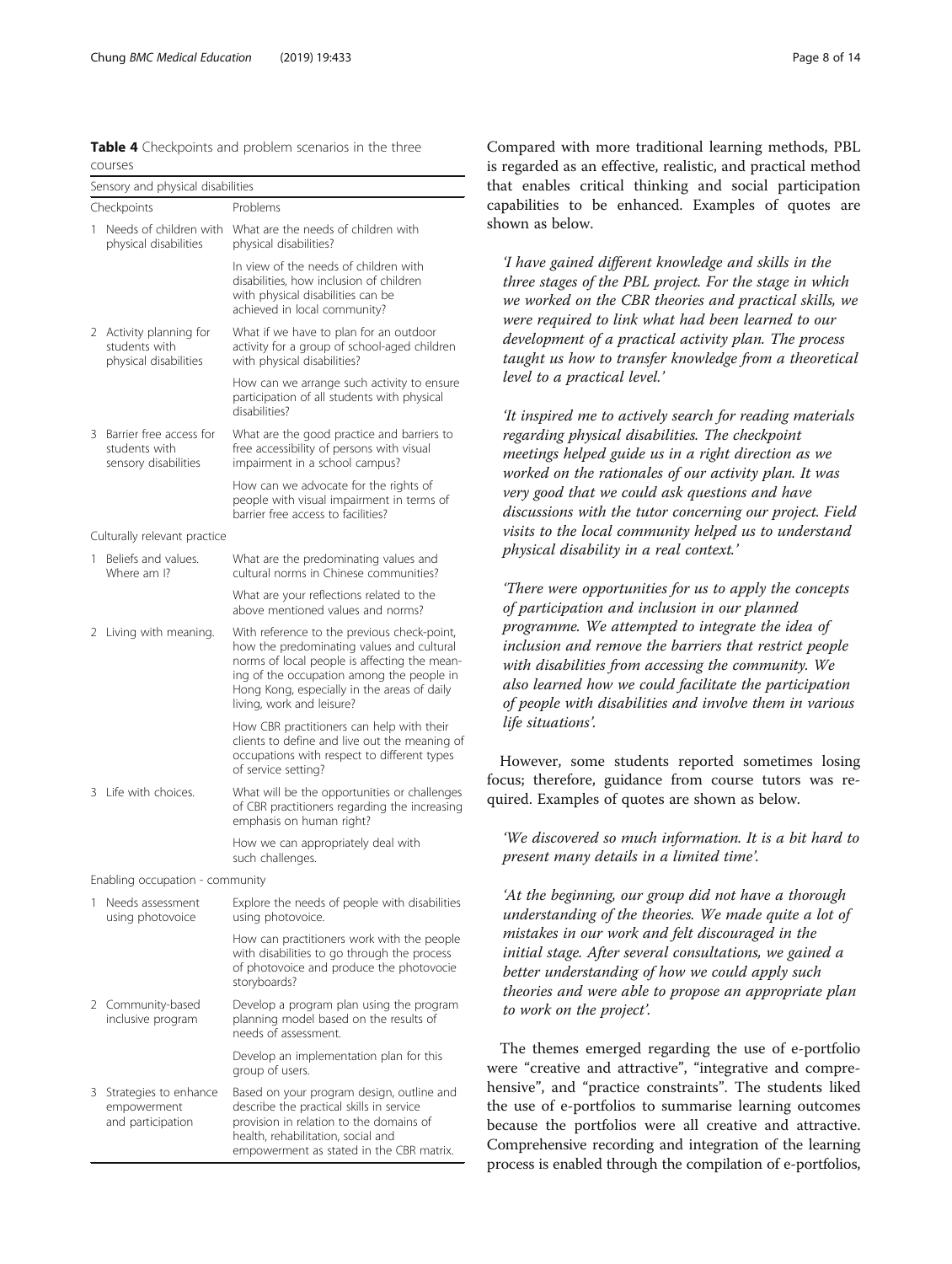**Table 4** Checkpoints and problem scenarios in the three courses

| Checkpoints | Problems |
|---|---|
| **Sensory and physical disabilities** | |
| 1 Needs of children with physical disabilities | What are the needs of children with physical disabilities? |
| | In view of the needs of children with disabilities, how inclusion of children with physical disabilities can be achieved in local community? |
| 2 Activity planning for students with physical disabilities | What if we have to plan for an outdoor activity for a group of school-aged children with physical disabilities? |
| | How can we arrange such activity to ensure participation of all students with physical disabilities? |
| 3 Barrier free access for students with sensory disabilities | What are the good practice and barriers to free accessibility of persons with visual impairment in a school campus? |
| | How can we advocate for the rights of people with visual impairment in terms of barrier free access to facilities? |
| **Culturally relevant practice** | |
| 1 Beliefs and values. Where am I? | What are the predominating values and cultural norms in Chinese communities? |
| | What are your reflections related to the above mentioned values and norms? |
| 2 Living with meaning. | With reference to the previous check-point, how the predominating values and cultural norms of local people is affecting the meaning of the occupation among the people in Hong Kong, especially in the areas of daily living, work and leisure? |
| | How CBR practitioners can help with their clients to define and live out the meaning of occupations with respect to different types of service setting? |
| 3 Life with choices. | What will be the opportunities or challenges of CBR practitioners regarding the increasing emphasis on human right? |
| | How we can appropriately deal with such challenges. |
| **Enabling occupation - community** | |
| 1 Needs assessment using photovoice | Explore the needs of people with disabilities using photovoice. |
| | How can practitioners work with the people with disabilities to go through the process of photovoice and produce the photovocie storyboards? |
| 2 Community-based inclusive program | Develop a program plan using the program planning model based on the results of needs of assessment. |
| | Develop an implementation plan for this group of users. |
| 3 Strategies to enhance empowerment and participation | Based on your program design, outline and describe the practical skills in service provision in relation to the domains of health, rehabilitation, social and empowerment as stated in the CBR matrix. |

Compared with more traditional learning methods, PBL is regarded as an effective, realistic, and practical method that enables critical thinking and social participation capabilities to be enhanced. Examples of quotes are shown as below.

> *'I have gained different knowledge and skills in the three stages of the PBL project. For the stage in which we worked on the CBR theories and practical skills, we were required to link what had been learned to our development of a practical activity plan. The process taught us how to transfer knowledge from a theoretical level to a practical level.'*

> *'It inspired me to actively search for reading materials regarding physical disabilities. The checkpoint meetings helped guide us in a right direction as we worked on the rationales of our activity plan. It was very good that we could ask questions and have discussions with the tutor concerning our project. Field visits to the local community helped us to understand physical disability in a real context.'*

> *'There were opportunities for us to apply the concepts of participation and inclusion in our planned programme. We attempted to integrate the idea of inclusion and remove the barriers that restrict people with disabilities from accessing the community. We also learned how we could facilitate the participation of people with disabilities and involve them in various life situations'.*

However, some students reported sometimes losing focus; therefore, guidance from course tutors was required. Examples of quotes are shown as below.

> *'We discovered so much information. It is a bit hard to present many details in a limited time'.*

> *'At the beginning, our group did not have a thorough understanding of the theories. We made quite a lot of mistakes in our work and felt discouraged in the initial stage. After several consultations, we gained a better understanding of how we could apply such theories and were able to propose an appropriate plan to work on the project'.*

The themes emerged regarding the use of e-portfolio were "creative and attractive", "integrative and comprehensive", and "practice constraints". The students liked the use of e-portfolios to summarise learning outcomes because the portfolios were all creative and attractive. Comprehensive recording and integration of the learning process is enabled through the compilation of e-portfolios,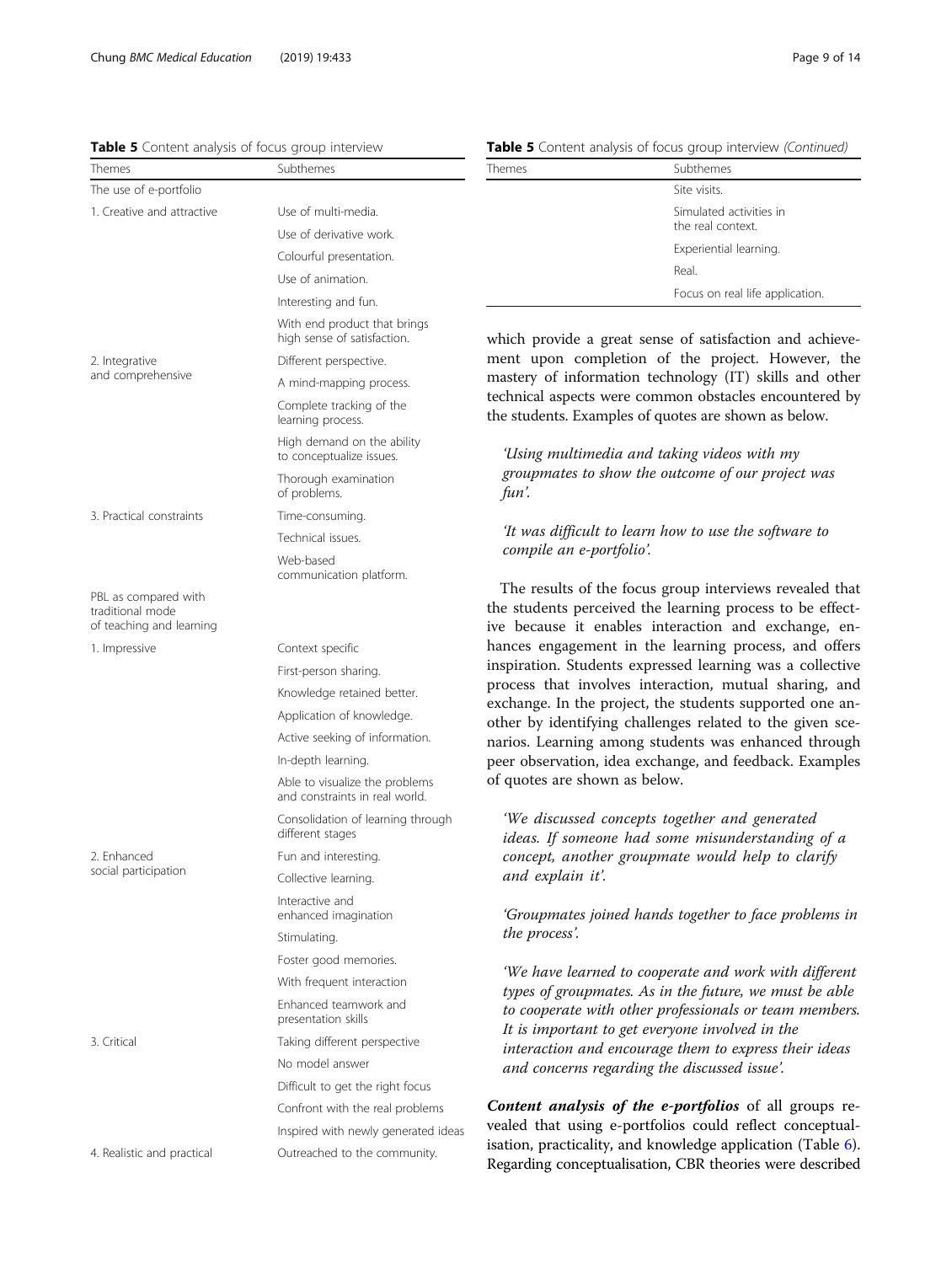**Table 5** Content analysis of focus group interview

| Themes | Subthemes |
|---|---|
| The use of e-portfolio | |
| 1. Creative and attractive | Use of multi-media. |
| | Use of derivative work. |
| | Colourful presentation. |
| | Use of animation. |
| | Interesting and fun. |
| | With end product that brings high sense of satisfaction. |
| 2. Integrative and comprehensive | Different perspective. |
| | A mind-mapping process. |
| | Complete tracking of the learning process. |
| | High demand on the ability to conceptualize issues. |
| | Thorough examination of problems. |
| 3. Practical constraints | Time-consuming. |
| | Technical issues. |
| | Web-based communication platform. |
| PBL as compared with traditional mode of teaching and learning | |
| 1. Impressive | Context specific |
| | First-person sharing. |
| | Knowledge retained better. |
| | Application of knowledge. |
| | Active seeking of information. |
| | In-depth learning. |
| | Able to visualize the problems and constraints in real world. |
| | Consolidation of learning through different stages |
| 2. Enhanced social participation | Fun and interesting. |
| | Collective learning. |
| | Interactive and enhanced imagination |
| | Stimulating. |
| | Foster good memories. |
| | With frequent interaction |
| | Enhanced teamwork and presentation skills |
| 3. Critical | Taking different perspective |
| | No model answer |
| | Difficult to get the right focus |
| | Confront with the real problems |
| | Inspired with newly generated ideas |
| 4. Realistic and practical | Outreached to the community. |
| | Site visits. |
| | Simulated activities in the real context. |
| | Experiential learning. |
| | Real. |
| | Focus on real life application. |

which provide a great sense of satisfaction and achievement upon completion of the project. However, the mastery of information technology (IT) skills and other technical aspects were common obstacles encountered by the students. Examples of quotes are shown as below.

> *'Using multimedia and taking videos with my groupmates to show the outcome of our project was fun'.*

> *'It was difficult to learn how to use the software to compile an e-portfolio'.*

The results of the focus group interviews revealed that the students perceived the learning process to be effective because it enables interaction and exchange, enhances engagement in the learning process, and offers inspiration. Students expressed learning was a collective process that involves interaction, mutual sharing, and exchange. In the project, the students supported one another by identifying challenges related to the given scenarios. Learning among students was enhanced through peer observation, idea exchange, and feedback. Examples of quotes are shown as below.

> *'We discussed concepts together and generated ideas. If someone had some misunderstanding of a concept, another groupmate would help to clarify and explain it'.*

> *'Groupmates joined hands together to face problems in the process'.*

> *'We have learned to cooperate and work with different types of groupmates. As in the future, we must be able to cooperate with other professionals or team members. It is important to get everyone involved in the interaction and encourage them to express their ideas and concerns regarding the discussed issue'.*

***Content analysis of the e-portfolios*** of all groups revealed that using e-portfolios could reflect conceptualisation, practicality, and knowledge application (Table 6). Regarding conceptualisation, CBR theories were described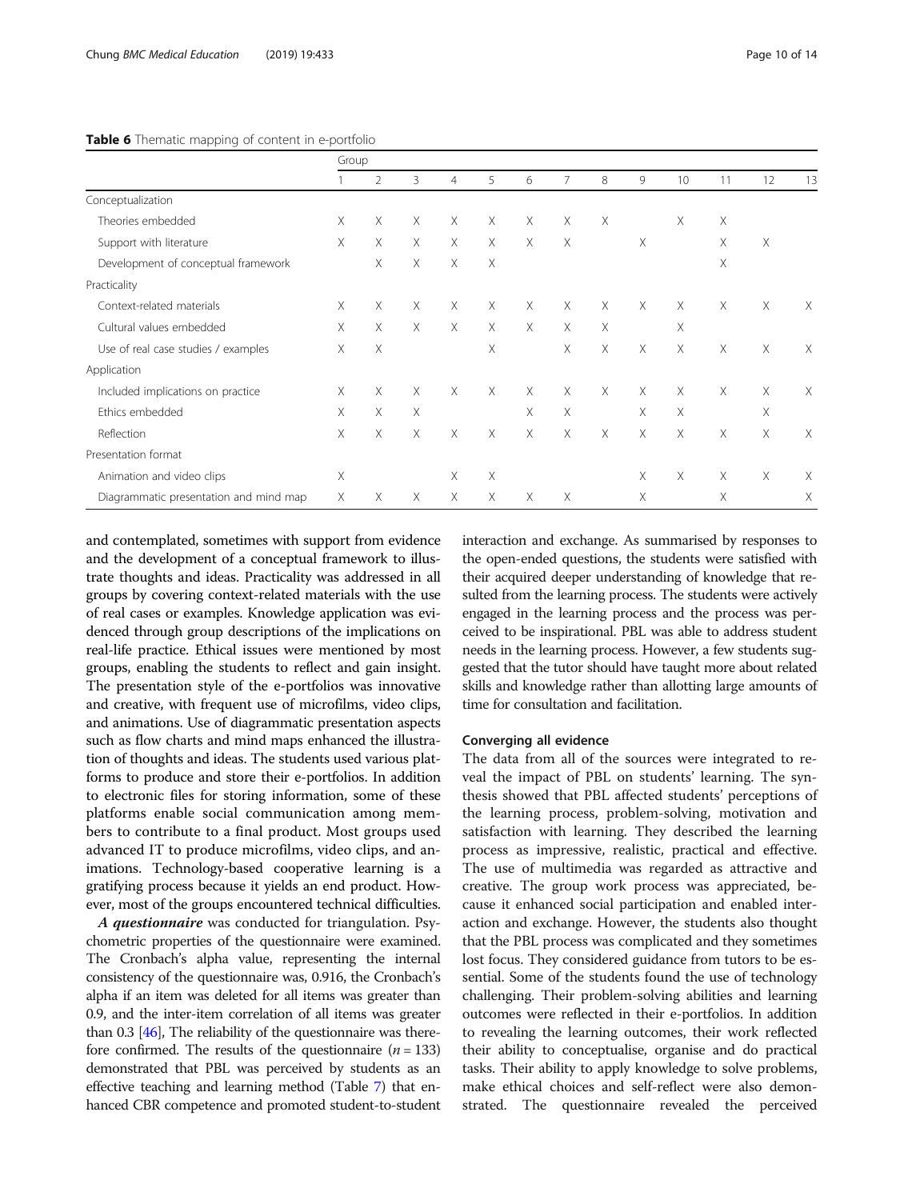**Table 6** Thematic mapping of content in e-portfolio

| | Group | | | | | | | | | | | | |
|---|---|---|---|---|---|---|---|---|---|---|---|---|---|
| | 1 | 2 | 3 | 4 | 5 | 6 | 7 | 8 | 9 | 10 | 11 | 12 | 13 |
| Conceptualization | | | | | | | | | | | | | |
| Theories embedded | X | X | X | X | X | X | X | X | | X | X | | |
| Support with literature | X | X | X | X | X | X | X | | X | | X | X | |
| Development of conceptual framework | | X | X | X | X | | | | | | X | | |
| Practicality | | | | | | | | | | | | | |
| Context-related materials | X | X | X | X | X | X | X | X | X | X | X | X | X |
| Cultural values embedded | X | X | X | X | X | X | X | X | | X | | | |
| Use of real case studies / examples | X | X | | | X | | X | X | X | X | X | X | X |
| Application | | | | | | | | | | | | | |
| Included implications on practice | X | X | X | X | X | X | X | X | X | X | X | X | X |
| Ethics embedded | X | X | X | | | X | X | | X | X | | X | |
| Reflection | X | X | X | X | X | X | X | X | X | X | X | X | X |
| Presentation format | | | | | | | | | | | | | |
| Animation and video clips | X | | | X | X | | | | X | X | X | X | X |
| Diagrammatic presentation and mind map | X | X | X | X | X | X | X | | X | | X | | X |

and contemplated, sometimes with support from evidence and the development of a conceptual framework to illustrate thoughts and ideas. Practicality was addressed in all groups by covering context-related materials with the use of real cases or examples. Knowledge application was evidenced through group descriptions of the implications on real-life practice. Ethical issues were mentioned by most groups, enabling the students to reflect and gain insight. The presentation style of the e-portfolios was innovative and creative, with frequent use of microfilms, video clips, and animations. Use of diagrammatic presentation aspects such as flow charts and mind maps enhanced the illustration of thoughts and ideas. The students used various platforms to produce and store their e-portfolios. In addition to electronic files for storing information, some of these platforms enable social communication among members to contribute to a final product. Most groups used advanced IT to produce microfilms, video clips, and animations. Technology-based cooperative learning is a gratifying process because it yields an end product. However, most of the groups encountered technical difficulties.

***A questionnaire*** was conducted for triangulation. Psychometric properties of the questionnaire were examined. The Cronbach's alpha value, representing the internal consistency of the questionnaire was, 0.916, the Cronbach's alpha if an item was deleted for all items was greater than 0.9, and the inter-item correlation of all items was greater than 0.3 [46], The reliability of the questionnaire was therefore confirmed. The results of the questionnaire ($n = 133$) demonstrated that PBL was perceived by students as an effective teaching and learning method (Table 7) that enhanced CBR competence and promoted student-to-student interaction and exchange. As summarised by responses to the open-ended questions, the students were satisfied with their acquired deeper understanding of knowledge that resulted from the learning process. The students were actively engaged in the learning process and the process was perceived to be inspirational. PBL was able to address student needs in the learning process. However, a few students suggested that the tutor should have taught more about related skills and knowledge rather than allotting large amounts of time for consultation and facilitation.

#### Converging all evidence

The data from all of the sources were integrated to reveal the impact of PBL on students' learning. The synthesis showed that PBL affected students' perceptions of the learning process, problem-solving, motivation and satisfaction with learning. They described the learning process as impressive, realistic, practical and effective. The use of multimedia was regarded as attractive and creative. The group work process was appreciated, because it enhanced social participation and enabled interaction and exchange. However, the students also thought that the PBL process was complicated and they sometimes lost focus. They considered guidance from tutors to be essential. Some of the students found the use of technology challenging. Their problem-solving abilities and learning outcomes were reflected in their e-portfolios. In addition to revealing the learning outcomes, their work reflected their ability to conceptualise, organise and do practical tasks. Their ability to apply knowledge to solve problems, make ethical choices and self-reflect were also demonstrated. The questionnaire revealed the perceived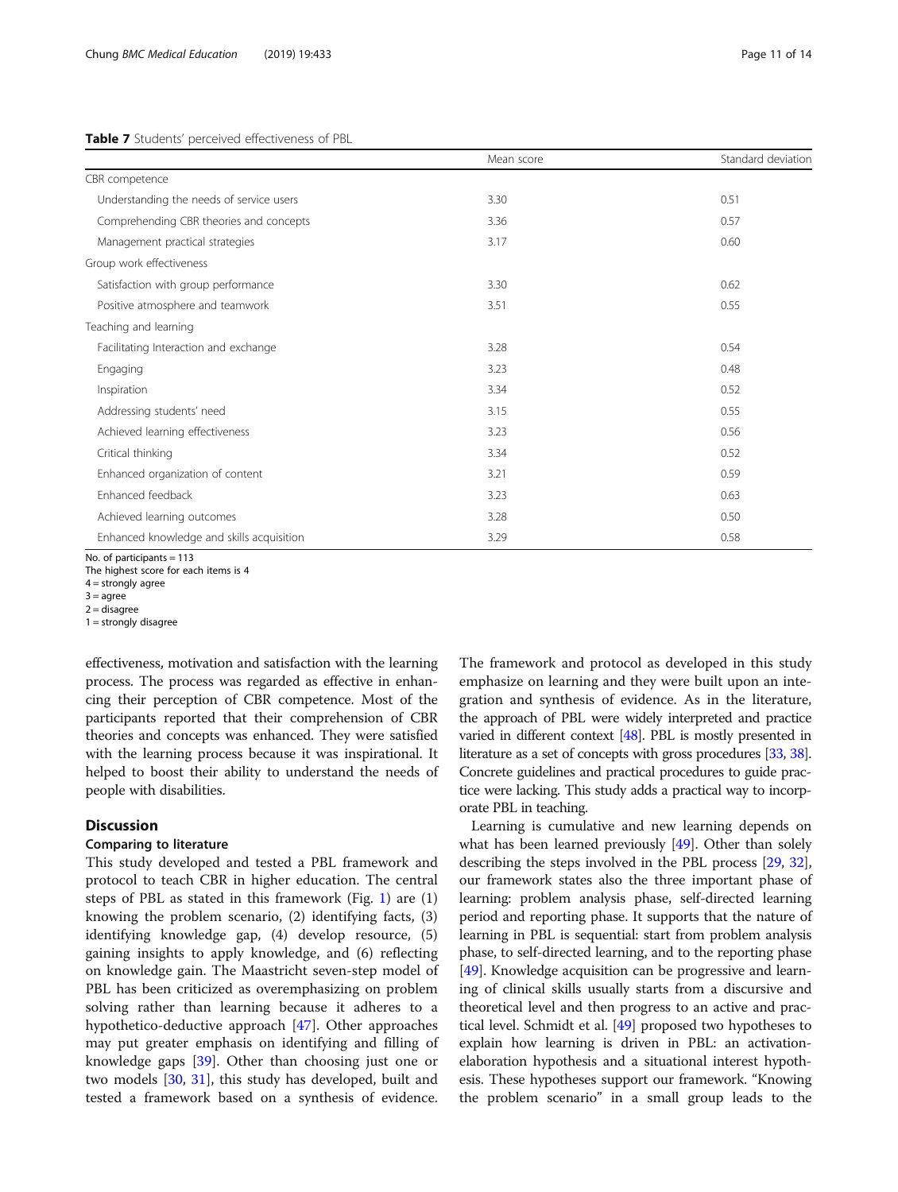**Table 7** Students' perceived effectiveness of PBL

| | Mean score | Standard deviation |
|---|---|---|
| CBR competence | | |
| Understanding the needs of service users | 3.30 | 0.51 |
| Comprehending CBR theories and concepts | 3.36 | 0.57 |
| Management practical strategies | 3.17 | 0.60 |
| Group work effectiveness | | |
| Satisfaction with group performance | 3.30 | 0.62 |
| Positive atmosphere and teamwork | 3.51 | 0.55 |
| Teaching and learning | | |
| Facilitating Interaction and exchange | 3.28 | 0.54 |
| Engaging | 3.23 | 0.48 |
| Inspiration | 3.34 | 0.52 |
| Addressing students' need | 3.15 | 0.55 |
| Achieved learning effectiveness | 3.23 | 0.56 |
| Critical thinking | 3.34 | 0.52 |
| Enhanced organization of content | 3.21 | 0.59 |
| Enhanced feedback | 3.23 | 0.63 |
| Achieved learning outcomes | 3.28 | 0.50 |
| Enhanced knowledge and skills acquisition | 3.29 | 0.58 |

No. of participants = 113
The highest score for each items is 4
4 = strongly agree
3 = agree
2 = disagree
1 = strongly disagree

effectiveness, motivation and satisfaction with the learning process. The process was regarded as effective in enhancing their perception of CBR competence. Most of the participants reported that their comprehension of CBR theories and concepts was enhanced. They were satisfied with the learning process because it was inspirational. It helped to boost their ability to understand the needs of people with disabilities.

## Discussion

### Comparing to literature

This study developed and tested a PBL framework and protocol to teach CBR in higher education. The central steps of PBL as stated in this framework (Fig. 1) are (1) knowing the problem scenario, (2) identifying facts, (3) identifying knowledge gap, (4) develop resource, (5) gaining insights to apply knowledge, and (6) reflecting on knowledge gain. The Maastricht seven-step model of PBL has been criticized as overemphasizing on problem solving rather than learning because it adheres to a hypothetico-deductive approach [47]. Other approaches may put greater emphasis on identifying and filling of knowledge gaps [39]. Other than choosing just one or two models [30, 31], this study has developed, built and tested a framework based on a synthesis of evidence. The framework and protocol as developed in this study emphasize on learning and they were built upon an integration and synthesis of evidence. As in the literature, the approach of PBL were widely interpreted and practice varied in different context [48]. PBL is mostly presented in literature as a set of concepts with gross procedures [33, 38]. Concrete guidelines and practical procedures to guide practice were lacking. This study adds a practical way to incorporate PBL in teaching.

Learning is cumulative and new learning depends on what has been learned previously [49]. Other than solely describing the steps involved in the PBL process [29, 32], our framework states also the three important phase of learning: problem analysis phase, self-directed learning period and reporting phase. It supports that the nature of learning in PBL is sequential: start from problem analysis phase, to self-directed learning, and to the reporting phase [49]. Knowledge acquisition can be progressive and learning of clinical skills usually starts from a discursive and theoretical level and then progress to an active and practical level. Schmidt et al. [49] proposed two hypotheses to explain how learning is driven in PBL: an activation-elaboration hypothesis and a situational interest hypothesis. These hypotheses support our framework. "Knowing the problem scenario" in a small group leads to the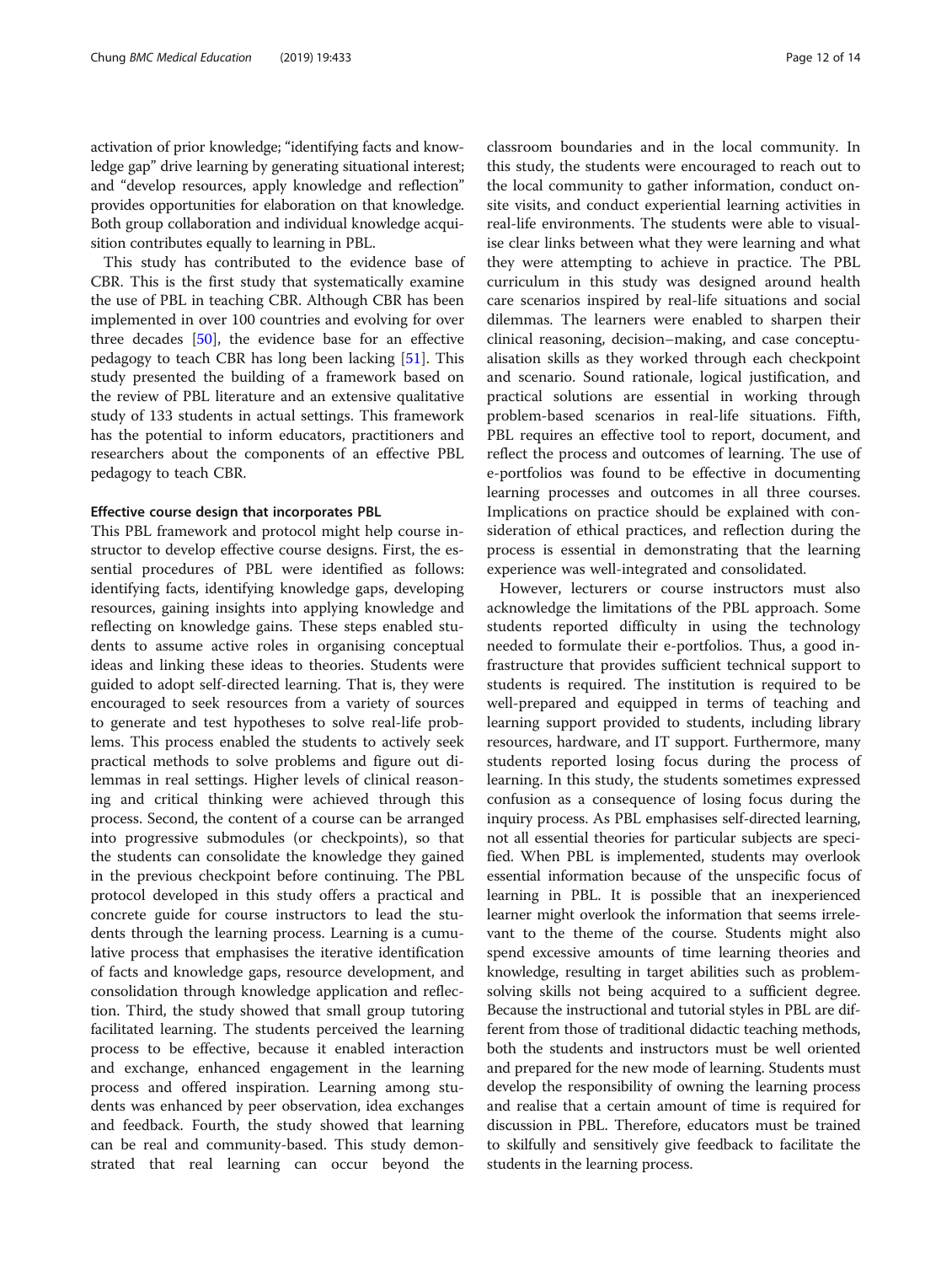activation of prior knowledge; "identifying facts and knowledge gap" drive learning by generating situational interest; and "develop resources, apply knowledge and reflection" provides opportunities for elaboration on that knowledge. Both group collaboration and individual knowledge acquisition contributes equally to learning in PBL.

This study has contributed to the evidence base of CBR. This is the first study that systematically examine the use of PBL in teaching CBR. Although CBR has been implemented in over 100 countries and evolving for over three decades [50], the evidence base for an effective pedagogy to teach CBR has long been lacking [51]. This study presented the building of a framework based on the review of PBL literature and an extensive qualitative study of 133 students in actual settings. This framework has the potential to inform educators, practitioners and researchers about the components of an effective PBL pedagogy to teach CBR.

#### Effective course design that incorporates PBL

This PBL framework and protocol might help course instructor to develop effective course designs. First, the essential procedures of PBL were identified as follows: identifying facts, identifying knowledge gaps, developing resources, gaining insights into applying knowledge and reflecting on knowledge gains. These steps enabled students to assume active roles in organising conceptual ideas and linking these ideas to theories. Students were guided to adopt self-directed learning. That is, they were encouraged to seek resources from a variety of sources to generate and test hypotheses to solve real-life problems. This process enabled the students to actively seek practical methods to solve problems and figure out dilemmas in real settings. Higher levels of clinical reasoning and critical thinking were achieved through this process. Second, the content of a course can be arranged into progressive submodules (or checkpoints), so that the students can consolidate the knowledge they gained in the previous checkpoint before continuing. The PBL protocol developed in this study offers a practical and concrete guide for course instructors to lead the students through the learning process. Learning is a cumulative process that emphasises the iterative identification of facts and knowledge gaps, resource development, and consolidation through knowledge application and reflection. Third, the study showed that small group tutoring facilitated learning. The students perceived the learning process to be effective, because it enabled interaction and exchange, enhanced engagement in the learning process and offered inspiration. Learning among students was enhanced by peer observation, idea exchanges and feedback. Fourth, the study showed that learning can be real and community-based. This study demonstrated that real learning can occur beyond the classroom boundaries and in the local community. In this study, the students were encouraged to reach out to the local community to gather information, conduct on-site visits, and conduct experiential learning activities in real-life environments. The students were able to visualise clear links between what they were learning and what they were attempting to achieve in practice. The PBL curriculum in this study was designed around health care scenarios inspired by real-life situations and social dilemmas. The learners were enabled to sharpen their clinical reasoning, decision–making, and case conceptualisation skills as they worked through each checkpoint and scenario. Sound rationale, logical justification, and practical solutions are essential in working through problem-based scenarios in real-life situations. Fifth, PBL requires an effective tool to report, document, and reflect the process and outcomes of learning. The use of e-portfolios was found to be effective in documenting learning processes and outcomes in all three courses. Implications on practice should be explained with consideration of ethical practices, and reflection during the process is essential in demonstrating that the learning experience was well-integrated and consolidated.

However, lecturers or course instructors must also acknowledge the limitations of the PBL approach. Some students reported difficulty in using the technology needed to formulate their e-portfolios. Thus, a good infrastructure that provides sufficient technical support to students is required. The institution is required to be well-prepared and equipped in terms of teaching and learning support provided to students, including library resources, hardware, and IT support. Furthermore, many students reported losing focus during the process of learning. In this study, the students sometimes expressed confusion as a consequence of losing focus during the inquiry process. As PBL emphasises self-directed learning, not all essential theories for particular subjects are specified. When PBL is implemented, students may overlook essential information because of the unspecific focus of learning in PBL. It is possible that an inexperienced learner might overlook the information that seems irrelevant to the theme of the course. Students might also spend excessive amounts of time learning theories and knowledge, resulting in target abilities such as problem-solving skills not being acquired to a sufficient degree. Because the instructional and tutorial styles in PBL are different from those of traditional didactic teaching methods, both the students and instructors must be well oriented and prepared for the new mode of learning. Students must develop the responsibility of owning the learning process and realise that a certain amount of time is required for discussion in PBL. Therefore, educators must be trained to skilfully and sensitively give feedback to facilitate the students in the learning process.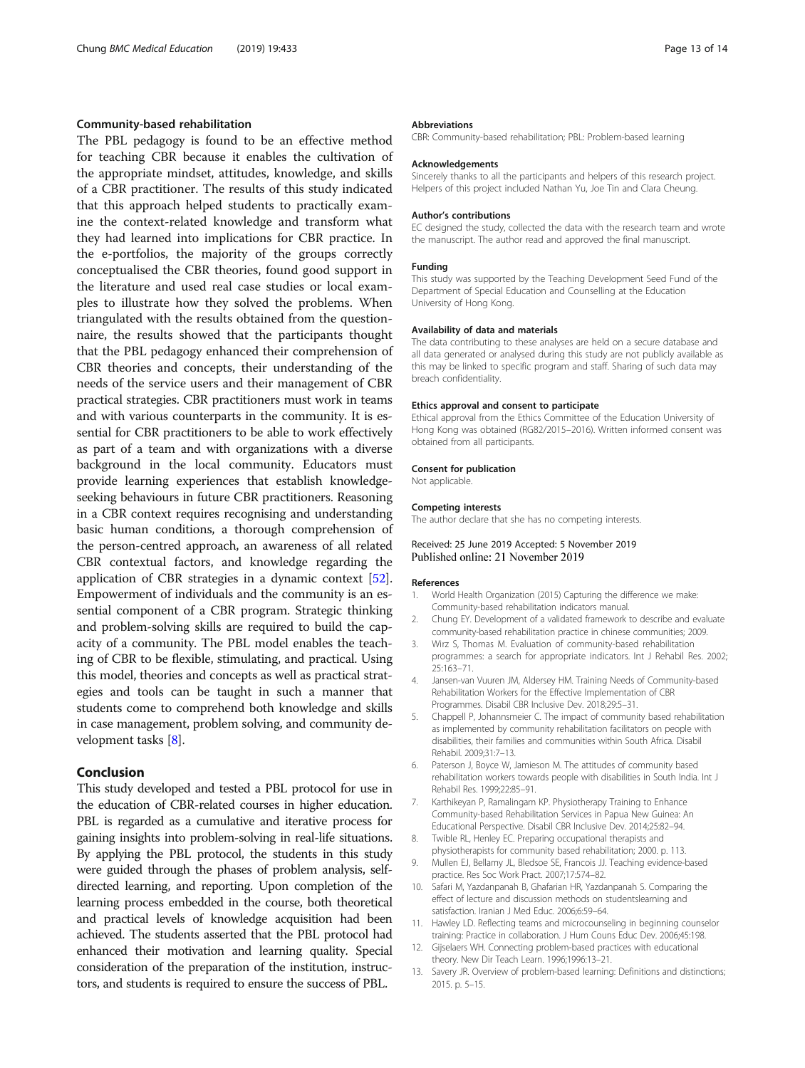### Community-based rehabilitation

The PBL pedagogy is found to be an effective method for teaching CBR because it enables the cultivation of the appropriate mindset, attitudes, knowledge, and skills of a CBR practitioner. The results of this study indicated that this approach helped students to practically examine the context-related knowledge and transform what they had learned into implications for CBR practice. In the e-portfolios, the majority of the groups correctly conceptualised the CBR theories, found good support in the literature and used real case studies or local examples to illustrate how they solved the problems. When triangulated with the results obtained from the questionnaire, the results showed that the participants thought that the PBL pedagogy enhanced their comprehension of CBR theories and concepts, their understanding of the needs of the service users and their management of CBR practical strategies. CBR practitioners must work in teams and with various counterparts in the community. It is essential for CBR practitioners to be able to work effectively as part of a team and with organizations with a diverse background in the local community. Educators must provide learning experiences that establish knowledge-seeking behaviours in future CBR practitioners. Reasoning in a CBR context requires recognising and understanding basic human conditions, a thorough comprehension of the person-centred approach, an awareness of all related CBR contextual factors, and knowledge regarding the application of CBR strategies in a dynamic context [52]. Empowerment of individuals and the community is an essential component of a CBR program. Strategic thinking and problem-solving skills are required to build the capacity of a community. The PBL model enables the teaching of CBR to be flexible, stimulating, and practical. Using this model, theories and concepts as well as practical strategies and tools can be taught in such a manner that students come to comprehend both knowledge and skills in case management, problem solving, and community development tasks [8].

## Conclusion

This study developed and tested a PBL protocol for use in the education of CBR-related courses in higher education. PBL is regarded as a cumulative and iterative process for gaining insights into problem-solving in real-life situations. By applying the PBL protocol, the students in this study were guided through the phases of problem analysis, self-directed learning, and reporting. Upon completion of the learning process embedded in the course, both theoretical and practical levels of knowledge acquisition had been achieved. The students asserted that the PBL protocol had enhanced their motivation and learning quality. Special consideration of the preparation of the institution, instructors, and students is required to ensure the success of PBL.

#### Abbreviations

CBR: Community-based rehabilitation; PBL: Problem-based learning

#### Acknowledgements

Sincerely thanks to all the participants and helpers of this research project. Helpers of this project included Nathan Yu, Joe Tin and Clara Cheung.

#### Author's contributions

EC designed the study, collected the data with the research team and wrote the manuscript. The author read and approved the final manuscript.

#### Funding

This study was supported by the Teaching Development Seed Fund of the Department of Special Education and Counselling at the Education University of Hong Kong.

#### Availability of data and materials

The data contributing to these analyses are held on a secure database and all data generated or analysed during this study are not publicly available as this may be linked to specific program and staff. Sharing of such data may breach confidentiality.

#### Ethics approval and consent to participate

Ethical approval from the Ethics Committee of the Education University of Hong Kong was obtained (RG82/2015–2016). Written informed consent was obtained from all participants.

#### Consent for publication

Not applicable.

#### Competing interests

The author declare that she has no competing interests.

Received: 25 June 2019 Accepted: 5 November 2019
Published online: 21 November 2019

#### References

1. World Health Organization (2015) Capturing the difference we make: Community-based rehabilitation indicators manual.
2. Chung EY. Development of a validated framework to describe and evaluate community-based rehabilitation practice in chinese communities; 2009.
3. Wirz S, Thomas M. Evaluation of community-based rehabilitation programmes: a search for appropriate indicators. Int J Rehabil Res. 2002; 25:163–71.
4. Jansen-van Vuuren JM, Aldersey HM. Training Needs of Community-based Rehabilitation Workers for the Effective Implementation of CBR Programmes. Disabil CBR Inclusive Dev. 2018;29:5–31.
5. Chappell P, Johannsmeier C. The impact of community based rehabilitation as implemented by community rehabilitation facilitators on people with disabilities, their families and communities within South Africa. Disabil Rehabil. 2009;31:7–13.
6. Paterson J, Boyce W, Jamieson M. The attitudes of community based rehabilitation workers towards people with disabilities in South India. Int J Rehabil Res. 1999;22:85–91.
7. Karthikeyan P, Ramalingam KP. Physiotherapy Training to Enhance Community-based Rehabilitation Services in Papua New Guinea: An Educational Perspective. Disabil CBR Inclusive Dev. 2014;25:82–94.
8. Twible RL, Henley EC. Preparing occupational therapists and physiotherapists for community based rehabilitation; 2000. p. 113.
9. Mullen EJ, Bellamy JL, Bledsoe SE, Francois JJ. Teaching evidence-based practice. Res Soc Work Pract. 2007;17:574–82.
10. Safari M, Yazdanpanah B, Ghafarian HR, Yazdanpanah S. Comparing the effect of lecture and discussion methods on studentslearning and satisfaction. Iranian J Med Educ. 2006;6:59–64.
11. Hawley LD. Reflecting teams and microcounseling in beginning counselor training: Practice in collaboration. J Hum Couns Educ Dev. 2006;45:198.
12. Gijselaers WH. Connecting problem-based practices with educational theory. New Dir Teach Learn. 1996;1996:13–21.
13. Savery JR. Overview of problem-based learning: Definitions and distinctions; 2015. p. 5–15.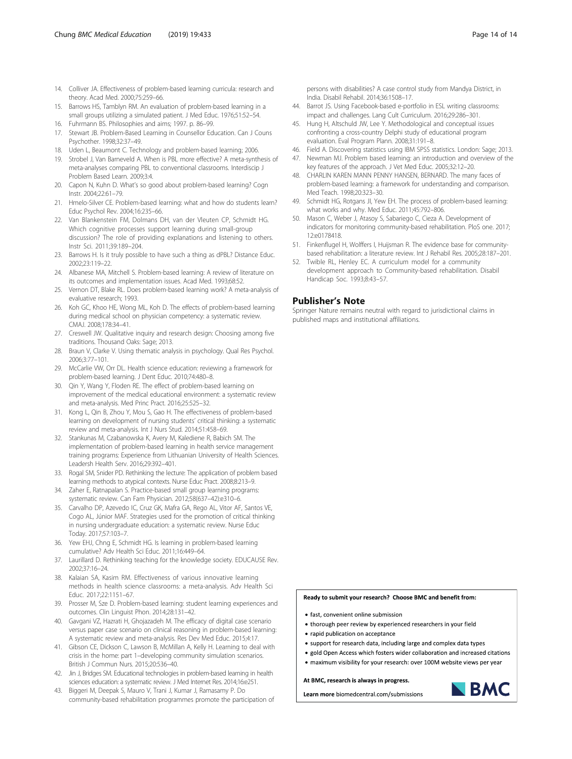14. Colliver JA. Effectiveness of problem-based learning curricula: research and theory. Acad Med. 2000;75:259–66.
15. Barrows HS, Tamblyn RM. An evaluation of problem-based learning in a small groups utilizing a simulated patient. J Med Educ. 1976;51:52–54.
16. Fuhrmann BS. Philosophies and aims; 1997. p. 86–99.
17. Stewart JB. Problem-Based Learning in Counsellor Education. Can J Couns Psychother. 1998;32:37–49.
18. Uden L, Beaumont C. Technology and problem-based learning; 2006.
19. Strobel J, Van Barneveld A. When is PBL more effective? A meta-synthesis of meta-analyses comparing PBL to conventional classrooms. Interdiscip J Problem Based Learn. 2009;3:4.
20. Capon N, Kuhn D. What's so good about problem-based learning? Cogn Instr. 2004;22:61–79.
21. Hmelo-Silver CE. Problem-based learning: what and how do students learn? Educ Psychol Rev. 2004;16:235–66.
22. Van Blankenstein FM, Dolmans DH, van der Vleuten CP, Schmidt HG. Which cognitive processes support learning during small-group discussion? The role of providing explanations and listening to others. Instr Sci. 2011;39:189–204.
23. Barrows H. Is it truly possible to have such a thing as dPBL? Distance Educ. 2002;23:119–22.
24. Albanese MA, Mitchell S. Problem-based learning: A review of literature on its outcomes and implementation issues. Acad Med. 1993;68:52.
25. Vernon DT, Blake RL. Does problem-based learning work? A meta-analysis of evaluative research; 1993.
26. Koh GC, Khoo HE, Wong ML, Koh D. The effects of problem-based learning during medical school on physician competency: a systematic review. CMAJ. 2008;178:34–41.
27. Creswell JW. Qualitative inquiry and research design: Choosing among five traditions. Thousand Oaks: Sage; 2013.
28. Braun V, Clarke V. Using thematic analysis in psychology. Qual Res Psychol. 2006;3:77–101.
29. McCarlie VW, Orr DL. Health science education: reviewing a framework for problem-based learning. J Dent Educ. 2010;74:480–8.
30. Qin Y, Wang Y, Floden RE. The effect of problem-based learning on improvement of the medical educational environment: a systematic review and meta-analysis. Med Princ Pract. 2016;25:525–32.
31. Kong L, Qin B, Zhou Y, Mou S, Gao H. The effectiveness of problem-based learning on development of nursing students' critical thinking: a systematic review and meta-analysis. Int J Nurs Stud. 2014;51:458–69.
32. Stankunas M, Czabanowska K, Avery M, Kalediene R, Babich SM. The implementation of problem-based learning in health service management training programs: Experience from Lithuanian University of Health Sciences. Leadersh Health Serv. 2016;29:392–401.
33. Rogal SM, Snider PD. Rethinking the lecture: The application of problem based learning methods to atypical contexts. Nurse Educ Pract. 2008;8:213–9.
34. Zaher E, Ratnapalan S. Practice-based small group learning programs: systematic review. Can Fam Physician. 2012;58(637–42):e310–6.
35. Carvalho DP, Azevedo IC, Cruz GK, Mafra GA, Rego AL, Vitor AF, Santos VE, Cogo AL, Júnior MAF. Strategies used for the promotion of critical thinking in nursing undergraduate education: a systematic review. Nurse Educ Today. 2017;57:103–7.
36. Yew EHJ, Chng E, Schmidt HG. Is learning in problem-based learning cumulative? Adv Health Sci Educ. 2011;16:449–64.
37. Laurillard D. Rethinking teaching for the knowledge society. EDUCAUSE Rev. 2002;37:16–24.
38. Kalaian SA, Kasim RM. Effectiveness of various innovative learning methods in health science classrooms: a meta-analysis. Adv Health Sci Educ. 2017;22:1151–67.
39. Prosser M, Sze D. Problem-based learning: student learning experiences and outcomes. Clin Linguist Phon. 2014;28:131–42.
40. Gavgani VZ, Hazrati H, Ghojazadeh M. The efficacy of digital case scenario versus paper case scenario on clinical reasoning in problem-based learning: A systematic review and meta-analysis. Res Dev Med Educ. 2015;4:17.
41. Gibson CE, Dickson C, Lawson B, McMillan A, Kelly H. Learning to deal with crisis in the home: part 1–developing community simulation scenarios. British J Commun Nurs. 2015;20:536–40.
42. Jin J, Bridges SM. Educational technologies in problem-based learning in health sciences education: a systematic review. J Med Internet Res. 2014;16:e251.
43. Biggeri M, Deepak S, Mauro V, Trani J, Kumar J, Ramasamy P. Do community-based rehabilitation programmes promote the participation of persons with disabilities? A case control study from Mandya District, in India. Disabil Rehabil. 2014;36:1508–17.
44. Barrot JS. Using Facebook-based e-portfolio in ESL writing classrooms: impact and challenges. Lang Cult Curriculum. 2016;29:286–301.
45. Hung H, Altschuld JW, Lee Y. Methodological and conceptual issues confronting a cross-country Delphi study of educational program evaluation. Eval Program Plann. 2008;31:191–8.
46. Field A. Discovering statistics using IBM SPSS statistics. London: Sage; 2013.
47. Newman MJ. Problem based learning: an introduction and overview of the key features of the approach. J Vet Med Educ. 2005;32:12–20.
48. CHARLIN KAREN MANN PENNY HANSEN, BERNARD. The many faces of problem-based learning: a framework for understanding and comparison. Med Teach. 1998;20:323–30.
49. Schmidt HG, Rotgans JI, Yew EH. The process of problem-based learning: what works and why. Med Educ. 2011;45:792–806.
50. Mason C, Weber J, Atasoy S, Sabariego C, Cieza A. Development of indicators for monitoring community-based rehabilitation. PloS one. 2017; 12:e0178418.
51. Finkenflugel H, Wolffers I, Huijsman R. The evidence base for community-based rehabilitation: a literature review. Int J Rehabil Res. 2005;28:187–201.
52. Twible RL, Henley EC. A curriculum model for a community development approach to Community-based rehabilitation. Disabil Handicap Soc. 1993;8:43–57.

## Publisher's Note

Springer Nature remains neutral with regard to jurisdictional claims in published maps and institutional affiliations.

**Ready to submit your research? Choose BMC and benefit from:**

- fast, convenient online submission
- thorough peer review by experienced researchers in your field
- rapid publication on acceptance
- support for research data, including large and complex data types
- gold Open Access which fosters wider collaboration and increased citations
- maximum visibility for your research: over 100M website views per year

**At BMC, research is always in progress.**

**Learn more** biomedcentral.com/submissions